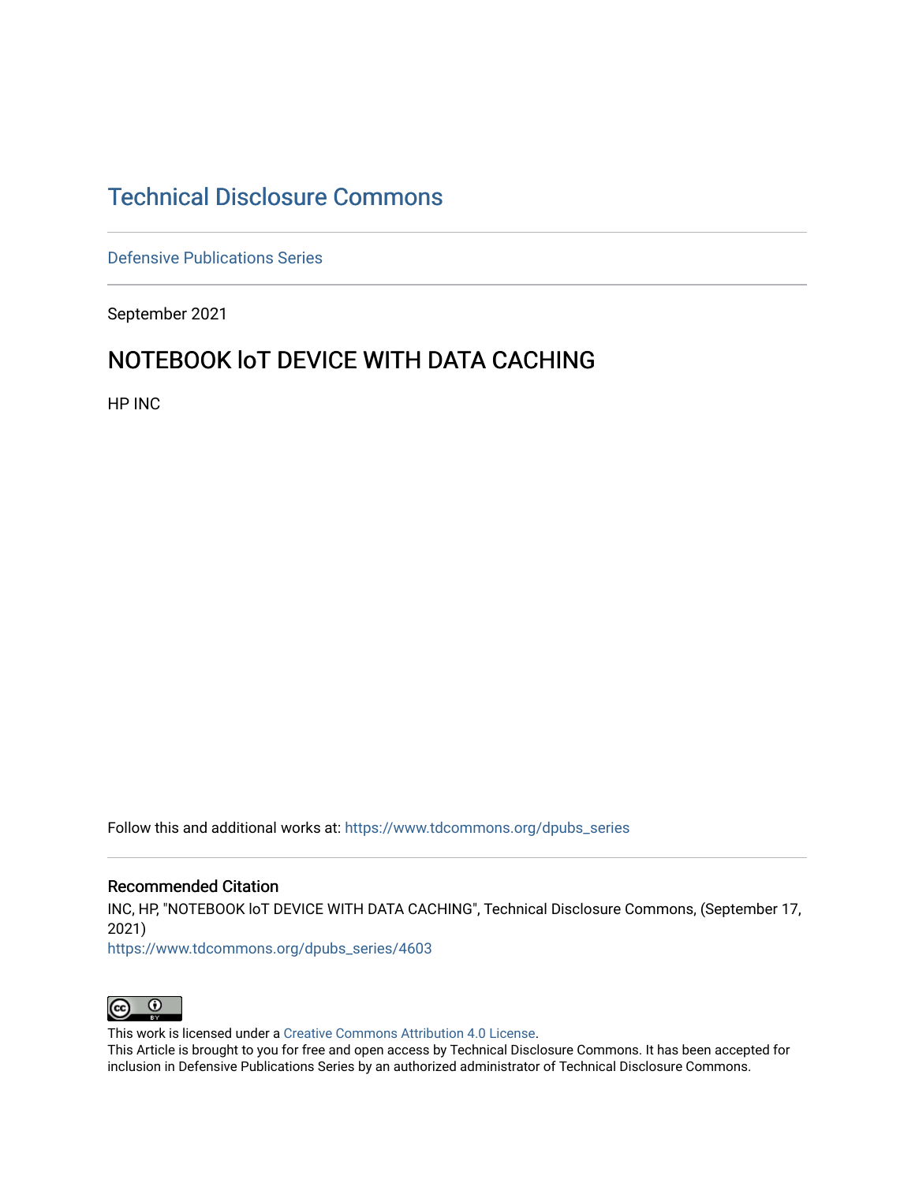# Technical Disclosure Commons

Defensive Publications Series

September 2021

## NOTEBOOK IoT DEVICE WITH DATA CACHING

HP INC

Follow this and additional works at: https://www.tdcommons.org/dpubs_series

### Recommended Citation

INC, HP, "NOTEBOOK IoT DEVICE WITH DATA CACHING", Technical Disclosure Commons, (September 17, 2021)
https://www.tdcommons.org/dpubs_series/4603

This work is licensed under a Creative Commons Attribution 4.0 License.
This Article is brought to you for free and open access by Technical Disclosure Commons. It has been accepted for inclusion in Defensive Publications Series by an authorized administrator of Technical Disclosure Commons.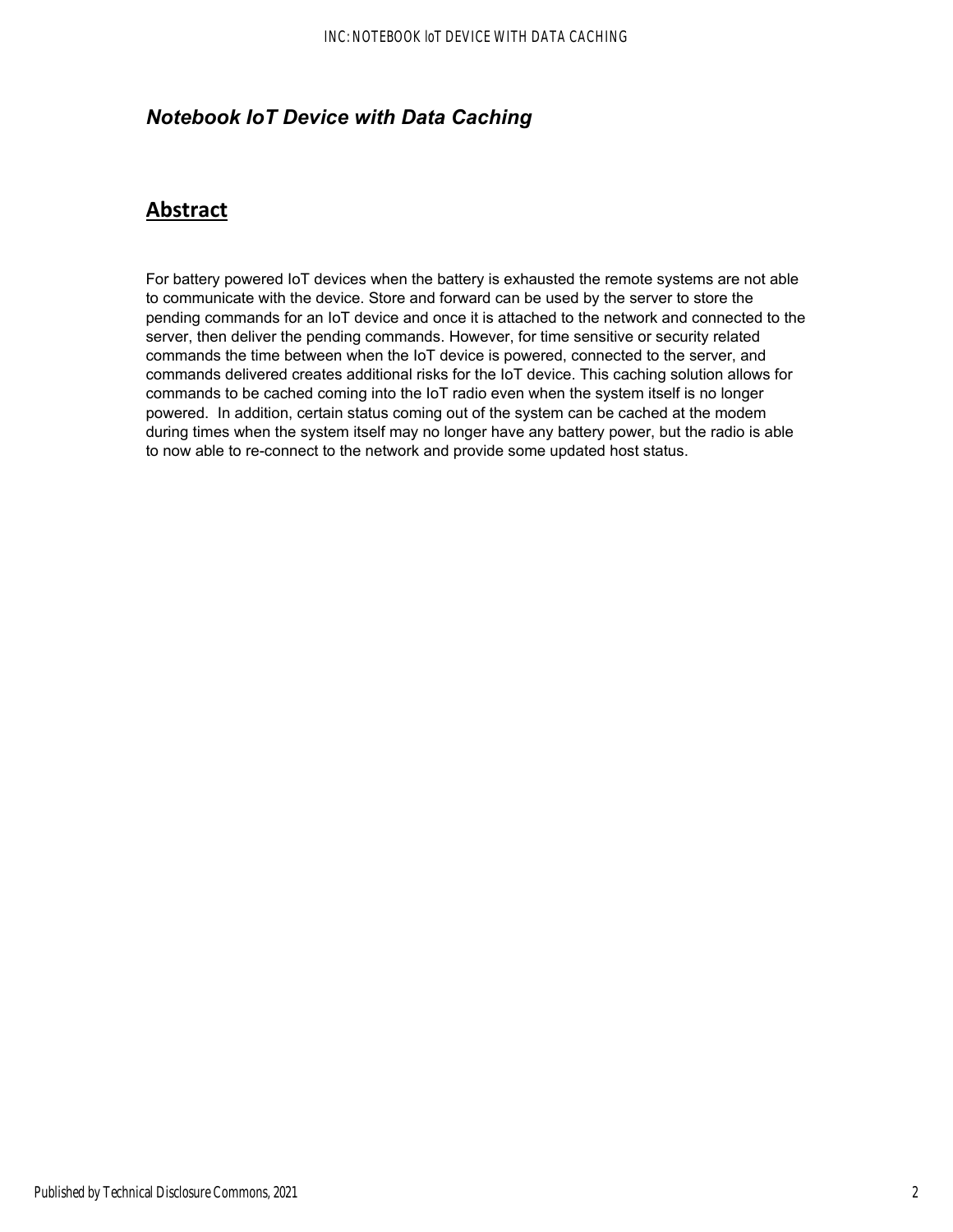## *Notebook IoT Device with Data Caching*

## Abstract

For battery powered IoT devices when the battery is exhausted the remote systems are not able to communicate with the device. Store and forward can be used by the server to store the pending commands for an IoT device and once it is attached to the network and connected to the server, then deliver the pending commands. However, for time sensitive or security related commands the time between when the IoT device is powered, connected to the server, and commands delivered creates additional risks for the IoT device. This caching solution allows for commands to be cached coming into the IoT radio even when the system itself is no longer powered. In addition, certain status coming out of the system can be cached at the modem during times when the system itself may no longer have any battery power, but the radio is able to now able to re-connect to the network and provide some updated host status.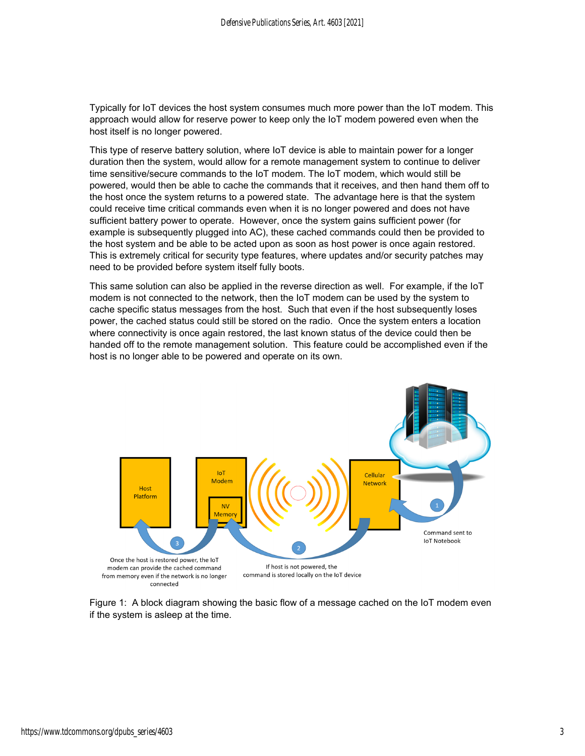Typically for IoT devices the host system consumes much more power than the IoT modem. This approach would allow for reserve power to keep only the IoT modem powered even when the host itself is no longer powered.

This type of reserve battery solution, where IoT device is able to maintain power for a longer duration then the system, would allow for a remote management system to continue to deliver time sensitive/secure commands to the IoT modem. The IoT modem, which would still be powered, would then be able to cache the commands that it receives, and then hand them off to the host once the system returns to a powered state. The advantage here is that the system could receive time critical commands even when it is no longer powered and does not have sufficient battery power to operate. However, once the system gains sufficient power (for example is subsequently plugged into AC), these cached commands could then be provided to the host system and be able to be acted upon as soon as host power is once again restored. This is extremely critical for security type features, where updates and/or security patches may need to be provided before system itself fully boots.

This same solution can also be applied in the reverse direction as well. For example, if the IoT modem is not connected to the network, then the IoT modem can be used by the system to cache specific status messages from the host. Such that even if the host subsequently loses power, the cached status could still be stored on the radio. Once the system enters a location where connectivity is once again restored, the last known status of the device could then be handed off to the remote management solution. This feature could be accomplished even if the host is no longer able to be powered and operate on its own.

Host Platform

IoT Modem

NV Memory

Cellular Network

1 Command sent to IoT Notebook

2 If host is not powered, the command is stored locally on the IoT device

3 Once the host is restored power, the IoT modem can provide the cached command from memory even if the network is no longer connected

Figure 1: A block diagram showing the basic flow of a message cached on the IoT modem even if the system is asleep at the time.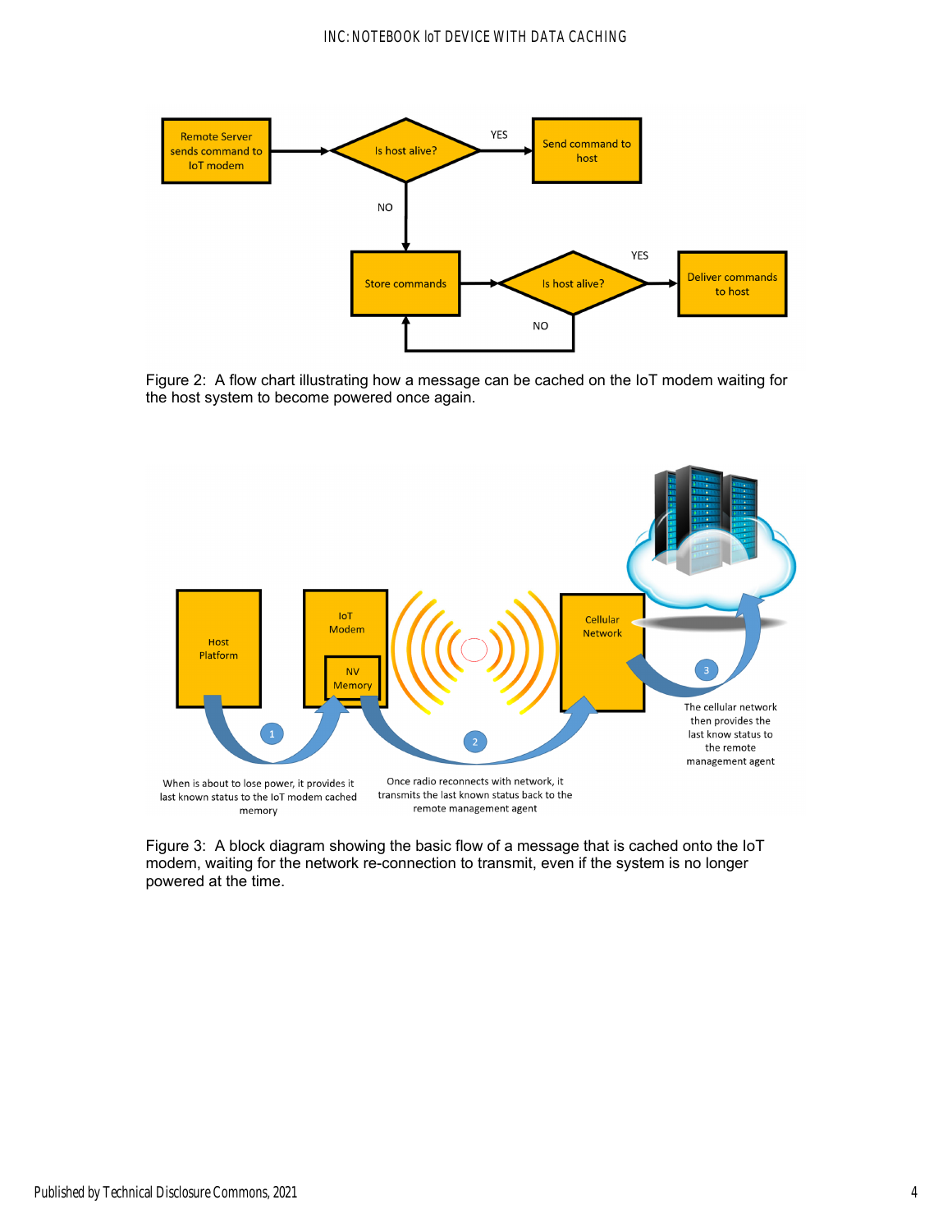Remote Server sends command to IoT modem

Is host alive?

YES

Send command to host

NO

Store commands

Is host alive?

YES

Deliver commands to host

NO

Figure 2: A flow chart illustrating how a message can be cached on the IoT modem waiting for the host system to become powered once again.

Host Platform

IoT Modem

NV Memory

Cellular Network

1

2

3

When is about to lose power, it provides it last known status to the IoT modem cached memory

Once radio reconnects with network, it transmits the last known status back to the remote management agent

The cellular network then provides the last know status to the remote management agent

Figure 3: A block diagram showing the basic flow of a message that is cached onto the IoT modem, waiting for the network re-connection to transmit, even if the system is no longer powered at the time.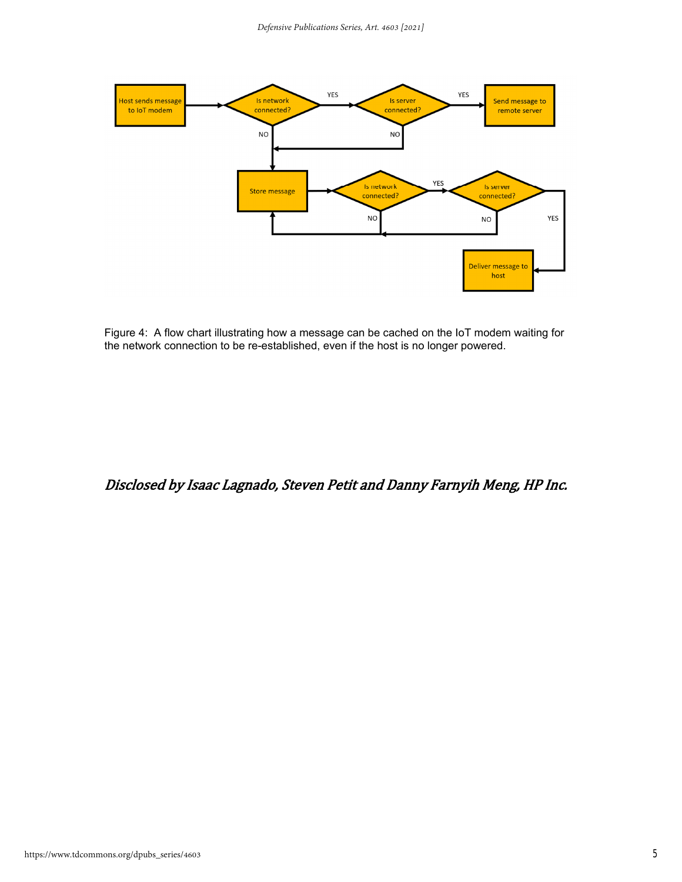Host sends message to IoT modem

Is network connected?

YES

Is server connected?

YES

Send message to remote server

NO

NO

Store message

Is network connected?

YES

Is server connected?

NO

NO

YES

Deliver message to host

Figure 4: A flow chart illustrating how a message can be cached on the IoT modem waiting for the network connection to be re-established, even if the host is no longer powered.

*Disclosed by Isaac Lagnado, Steven Petit and Danny Farnyih Meng, HP Inc.*